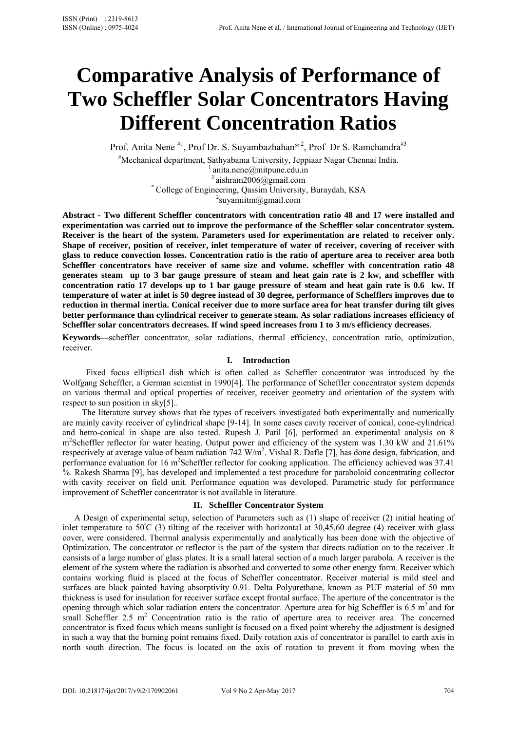# Comparative Analysis of Performance of Two Scheffler Solar Concentrators Having Different Concentration Ratios

Prof. Anita Nene [#1], Prof Dr. S. Suyambazhahan* [2], Prof Dr S. Ramchandra[#3]

[#]Mechanical department, Sathyabama University, Jeppiaar Nagar Chennai India.
[1] anita.nene@mitpune.edu.in
[3] aishram2006@gmail.com
[*] College of Engineering, Qassim University, Buraydah, KSA
[2]suyamiitm@gmail.com

**Abstract - Two different Scheffler concentrators with concentration ratio 48 and 17 were installed and experimentation was carried out to improve the performance of the Scheffler solar concentrator system. Receiver is the heart of the system. Parameters used for experimentation are related to receiver only. Shape of receiver, position of receiver, inlet temperature of water of receiver, covering of receiver with glass to reduce convection losses. Concentration ratio is the ratio of aperture area to receiver area both Scheffler concentrators have receiver of same size and volume. scheffler with concentration ratio 48 generates steam up to 3 bar gauge pressure of steam and heat gain rate is 2 kw, and scheffler with concentration ratio 17 develops up to 1 bar gauge pressure of steam and heat gain rate is 0.6 kw. If temperature of water at inlet is 50 degree instead of 30 degree, performance of Schefflers improves due to reduction in thermal inertia. Conical receiver due to more surface area for heat transfer during tilt gives better performance than cylindrical receiver to generate steam. As solar radiations increases efficiency of Scheffler solar concentrators decreases. If wind speed increases from 1 to 3 m/s efficiency decreases**.

**Keywords—**scheffler concentrator, solar radiations, thermal efficiency, concentration ratio, optimization, receiver.

## I. Introduction

Fixed focus elliptical dish which is often called as Scheffler concentrator was introduced by the Wolfgang Scheffler, a German scientist in 1990[4]. The performance of Scheffler concentrator system depends on various thermal and optical properties of receiver, receiver geometry and orientation of the system with respect to sun position in sky[5]..

The literature survey shows that the types of receivers investigated both experimentally and numerically are mainly cavity receiver of cylindrical shape [9-14]. In some cases cavity receiver of conical, cone-cylindrical and hetro-conical in shape are also tested. Rupesh J. Patil [6], performed an experimental analysis on 8 $m^2$Scheffler reflector for water heating. Output power and efficiency of the system was 1.30 kW and 21.61% respectively at average value of beam radiation 742 $W/m^2$. Vishal R. Dafle [7], has done design, fabrication, and performance evaluation for 16 $m^2$Scheffler reflector for cooking application. The efficiency achieved was 37.41 %. Rakesh Sharma [9], has developed and implemented a test procedure for paraboloid concentrating collector with cavity receiver on field unit. Performance equation was developed. Parametric study for performance improvement of Scheffler concentrator is not available in literature.

## II. Scheffler Concentrator System

A Design of experimental setup, selection of Parameters such as (1) shape of receiver (2) initial heating of inlet temperature to 50°C (3) tilting of the receiver with horizontal at 30,45,60 degree (4) receiver with glass cover, were considered. Thermal analysis experimentally and analytically has been done with the objective of Optimization. The concentrator or reflector is the part of the system that directs radiation on to the receiver .It consists of a large number of glass plates. It is a small lateral section of a much larger parabola. A receiver is the element of the system where the radiation is absorbed and converted to some other energy form. Receiver which contains working fluid is placed at the focus of Scheffler concentrator. Receiver material is mild steel and surfaces are black painted having absorptivity 0.91. Delta Polyurethane, known as PUF material of 50 mm thickness is used for insulation for receiver surface except frontal surface. The aperture of the concentrator is the opening through which solar radiation enters the concentrator. Aperture area for big Scheffler is 6.5 $m^2$ and for small Scheffler 2.5 $m^2$ Concentration ratio is the ratio of aperture area to receiver area. The concerned concentrator is fixed focus which means sunlight is focused on a fixed point whereby the adjustment is designed in such a way that the burning point remains fixed. Daily rotation axis of concentrator is parallel to earth axis in north south direction. The focus is located on the axis of rotation to prevent it from moving when the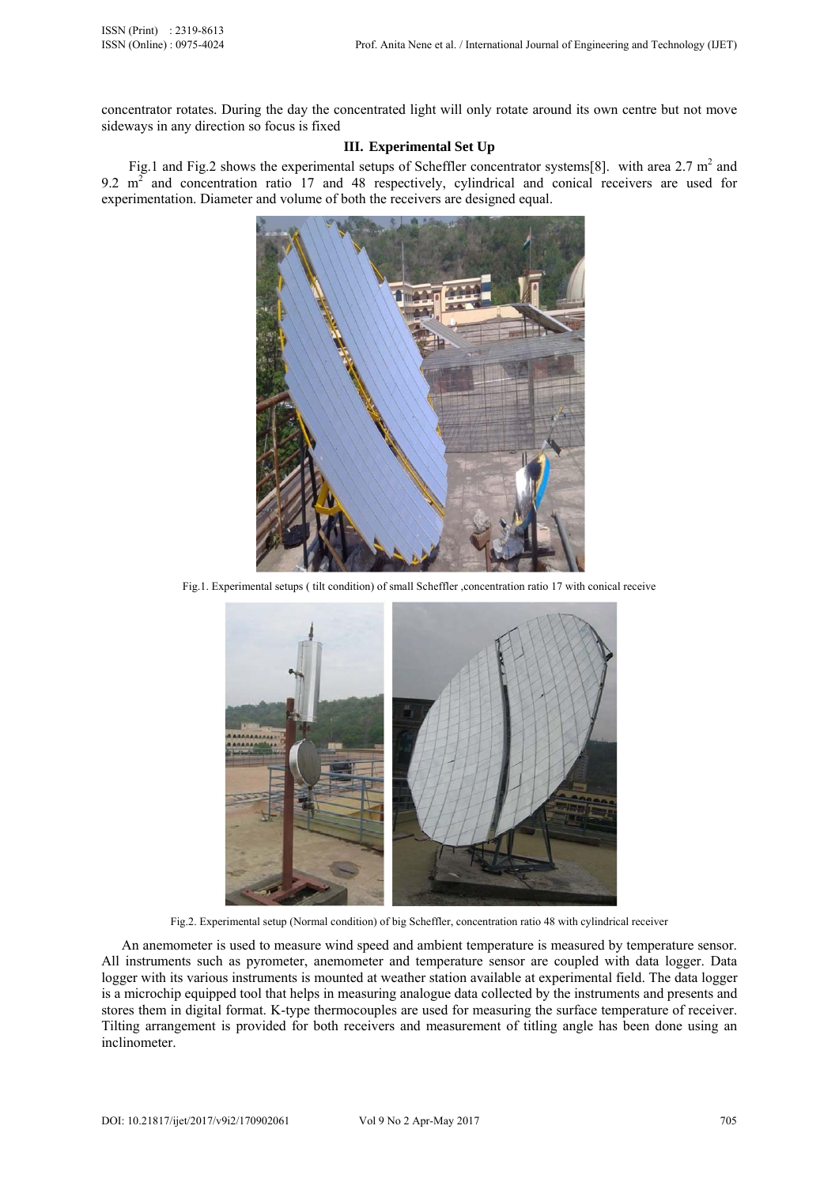concentrator rotates. During the day the concentrated light will only rotate around its own centre but not move sideways in any direction so focus is fixed

### III. Experimental Set Up

Fig.1 and Fig.2 shows the experimental setups of Scheffler concentrator systems[8]. with area 2.7 $m^2$ and 9.2 $m^2$ and concentration ratio 17 and 48 respectively, cylindrical and conical receivers are used for experimentation. Diameter and volume of both the receivers are designed equal.

Fig.1. Experimental setups ( tilt condition) of small Scheffler ,concentration ratio 17 with conical receive

Fig.2. Experimental setup (Normal condition) of big Scheffler, concentration ratio 48 with cylindrical receiver

An anemometer is used to measure wind speed and ambient temperature is measured by temperature sensor. All instruments such as pyrometer, anemometer and temperature sensor are coupled with data logger. Data logger with its various instruments is mounted at weather station available at experimental field. The data logger is a microchip equipped tool that helps in measuring analogue data collected by the instruments and presents and stores them in digital format. K-type thermocouples are used for measuring the surface temperature of receiver. Tilting arrangement is provided for both receivers and measurement of titling angle has been done using an inclinometer.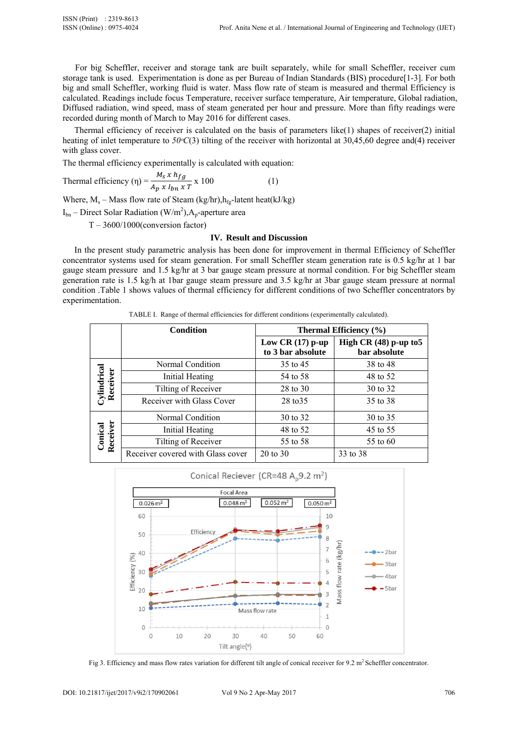For big Scheffler, receiver and storage tank are built separately, while for small Scheffler, receiver cum storage tank is used. Experimentation is done as per Bureau of Indian Standards (BIS) procedure[1-3]. For both big and small Scheffler, working fluid is water. Mass flow rate of steam is measured and thermal Efficiency is calculated. Readings include focus Temperature, receiver surface temperature, Air temperature, Global radiation, Diffused radiation, wind speed, mass of steam generated per hour and pressure. More than fifty readings were recorded during month of March to May 2016 for different cases.

Thermal efficiency of receiver is calculated on the basis of parameters like(1) shapes of receiver(2) initial heating of inlet temperature to $50^{o}C$(3) tilting of the receiver with horizontal at 30,45,60 degree and(4) receiver with glass cover.

The thermal efficiency experimentally is calculated with equation:

$$\text{Thermal efficiency } (\eta) = \frac{M_s \ x \ h_{fg}}{A_p \ x \ I_{bn} \ x \ T} \ x \ 100 \qquad (1)$$

Where, $M_s$ – Mass flow rate of Steam (kg/hr),$h_{fg}$-latent heat(kJ/kg)

$I_{bn}$ – Direct Solar Radiation (W/m$^2$),$A_p$-aperture area

T – 3600/1000(conversion factor)

## IV. Result and Discussion

In the present study parametric analysis has been done for improvement in thermal Efficiency of Scheffler concentrator systems used for steam generation. For small Scheffler steam generation rate is 0.5 kg/hr at 1 bar gauge steam pressure and 1.5 kg/hr at 3 bar gauge steam pressure at normal condition. For big Scheffler steam generation rate is 1.5 kg/h at 1bar gauge steam pressure and 3.5 kg/hr at 3bar gauge steam pressure at normal condition .Table 1 shows values of thermal efficiency for different conditions of two Scheffler concentrators by experimentation.

TABLE I. Range of thermal efficiencies for different conditions (experimentally calculated).

| | Condition | Thermal Efficiency (%) | |
|---|---|---|---|
| | | **Low CR (17) p-up to 3 bar absolute** | **High CR (48) p-up to5 bar absolute** |
| **Cylindrical Receiver** | Normal Condition | 35 to 45 | 38 to 48 |
| | Initial Heating | 54 to 58 | 48 to 52 |
| | Tilting of Receiver | 28 to 30 | 30 to 32 |
| | Receiver with Glass Cover | 28 to35 | 35 to 38 |
| **Conical Receiver** | Normal Condition | 30 to 32 | 30 to 35 |
| | Initial Heating | 48 to 52 | 45 to 55 |
| | Tilting of Receiver | 55 to 58 | 55 to 60 |
| | Receiver covered with Glass cover | 20 to 30 | 33 to 38 |

Fig 3. Efficiency and mass flow rates variation for different tilt angle of conical receiver for 9.2 m$^2$ Scheffler concentrator.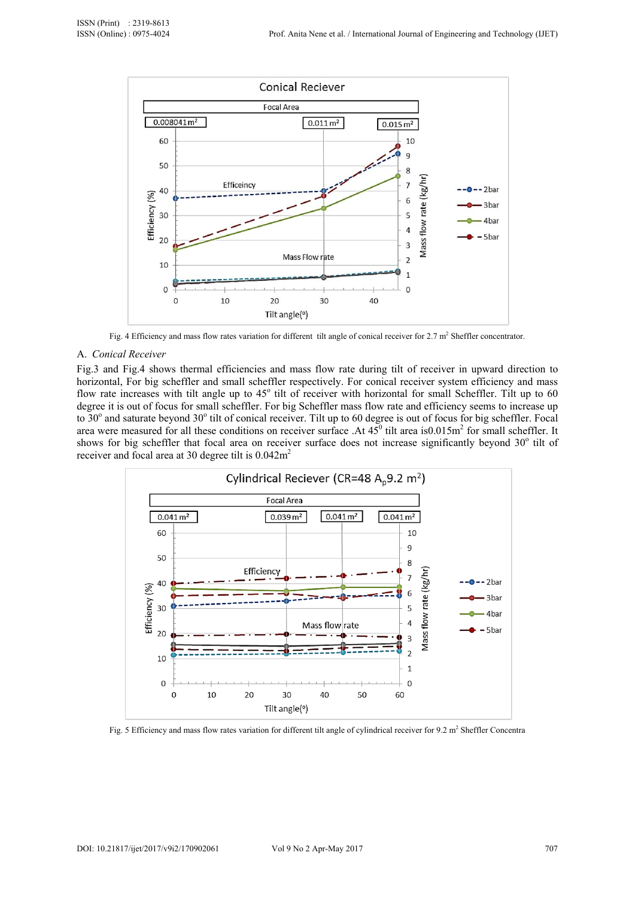Fig. 4 Efficiency and mass flow rates variation for different tilt angle of conical receiver for 2.7 $m^2$ Sheffler concentrator.

## A. *Conical Receiver*

Fig.3 and Fig.4 shows thermal efficiencies and mass flow rate during tilt of receiver in upward direction to horizontal, For big scheffler and small scheffler respectively. For conical receiver system efficiency and mass flow rate increases with tilt angle up to $45^o$ tilt of receiver with horizontal for small Scheffler. Tilt up to 60 degree it is out of focus for small scheffler. For big Scheffler mass flow rate and efficiency seems to increase up to $30^o$ and saturate beyond $30^o$ tilt of conical receiver. Tilt up to 60 degree is out of focus for big scheffler. Focal area were measured for all these conditions on receiver surface .At $45^0$ tilt area is$0.015m^2$ for small scheffler. It shows for big scheffler that focal area on receiver surface does not increase significantly beyond $30^o$ tilt of receiver and focal area at 30 degree tilt is $0.042m^2$

Fig. 5 Efficiency and mass flow rates variation for different tilt angle of cylindrical receiver for 9.2 $m^2$ Sheffler Concentra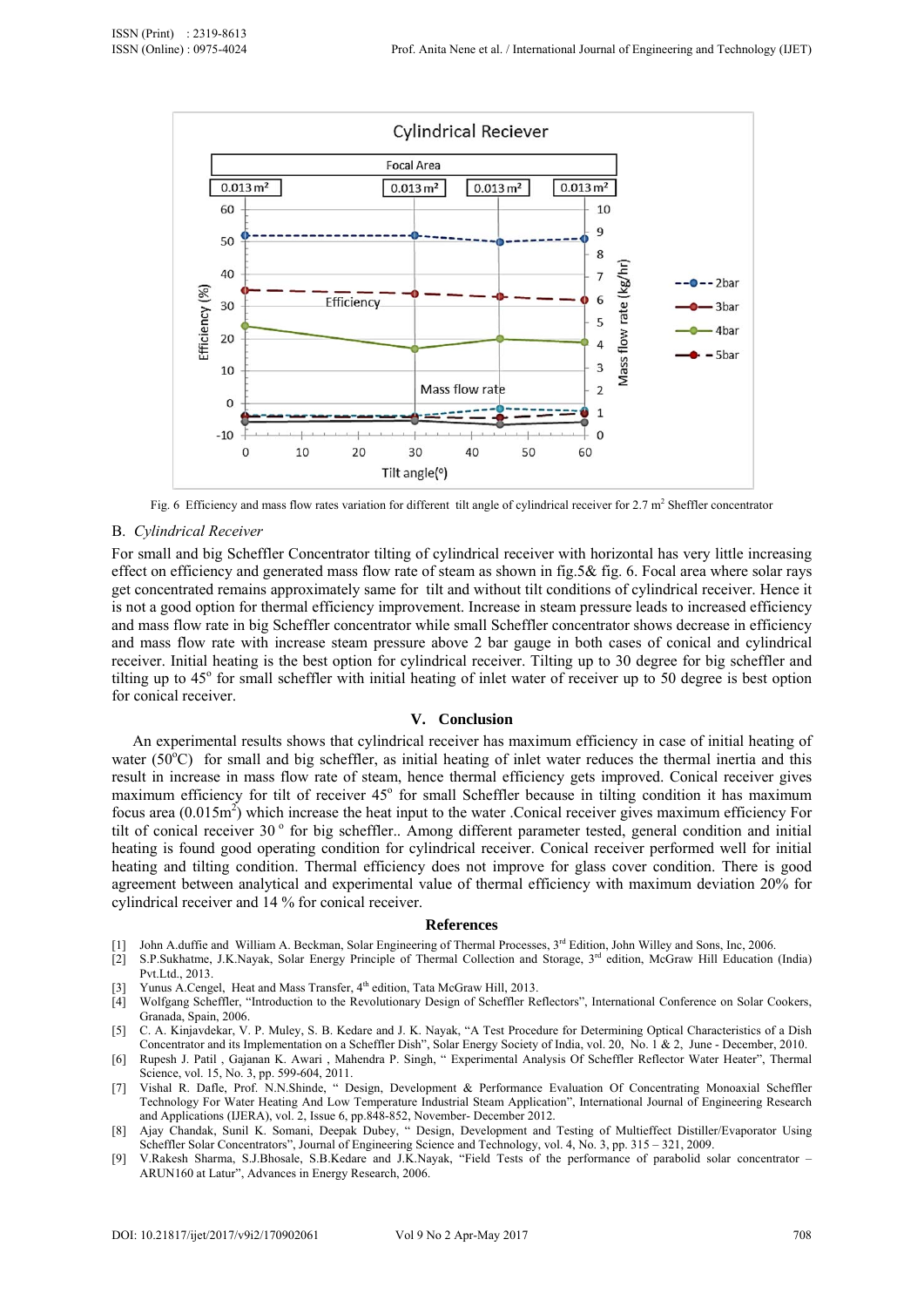Fig. 6 Efficiency and mass flow rates variation for different tilt angle of cylindrical receiver for 2.7 $m^2$ Sheffler concentrator

## B. *Cylindrical Receiver*

For small and big Scheffler Concentrator tilting of cylindrical receiver with horizontal has very little increasing effect on efficiency and generated mass flow rate of steam as shown in fig.5& fig. 6. Focal area where solar rays get concentrated remains approximately same for tilt and without tilt conditions of cylindrical receiver. Hence it is not a good option for thermal efficiency improvement. Increase in steam pressure leads to increased efficiency and mass flow rate in big Scheffler concentrator while small Scheffler concentrator shows decrease in efficiency and mass flow rate with increase steam pressure above 2 bar gauge in both cases of conical and cylindrical receiver. Initial heating is the best option for cylindrical receiver. Tilting up to 30 degree for big scheffler and tilting up to 45$^o$ for small scheffler with initial heating of inlet water of receiver up to 50 degree is best option for conical receiver.

## V. Conclusion

An experimental results shows that cylindrical receiver has maximum efficiency in case of initial heating of water (50$^o$C) for small and big scheffler, as initial heating of inlet water reduces the thermal inertia and this result in increase in mass flow rate of steam, hence thermal efficiency gets improved. Conical receiver gives maximum efficiency for tilt of receiver 45$^o$ for small Scheffler because in tilting condition it has maximum focus area (0.015$m^2$) which increase the heat input to the water .Conical receiver gives maximum efficiency For tilt of conical receiver 30$^o$ for big scheffler.. Among different parameter tested, general condition and initial heating is found good operating condition for cylindrical receiver. Conical receiver performed well for initial heating and tilting condition. Thermal efficiency does not improve for glass cover condition. There is good agreement between analytical and experimental value of thermal efficiency with maximum deviation 20% for cylindrical receiver and 14 % for conical receiver.

## References

[1] John A.duffie and William A. Beckman, Solar Engineering of Thermal Processes, 3rd Edition, John Willey and Sons, Inc, 2006.

[2] S.P.Sukhatme, J.K.Nayak, Solar Energy Principle of Thermal Collection and Storage, 3rd edition, McGraw Hill Education (India) Pvt.Ltd., 2013.

[3] Yunus A.Cengel, Heat and Mass Transfer, 4th edition, Tata McGraw Hill, 2013.

[4] Wolfgang Scheffler, "Introduction to the Revolutionary Design of Scheffler Reflectors", International Conference on Solar Cookers, Granada, Spain, 2006.

[5] C. A. Kinjavdekar, V. P. Muley, S. B. Kedare and J. K. Nayak, "A Test Procedure for Determining Optical Characteristics of a Dish Concentrator and its Implementation on a Scheffler Dish", Solar Energy Society of India, vol. 20, No. 1 & 2, June - December, 2010.

[6] Rupesh J. Patil , Gajanan K. Awari , Mahendra P. Singh, " Experimental Analysis Of Scheffler Reflector Water Heater", Thermal Science, vol. 15, No. 3, pp. 599-604, 2011.

[7] Vishal R. Dafle, Prof. N.N.Shinde, " Design, Development & Performance Evaluation Of Concentrating Monoaxial Scheffler Technology For Water Heating And Low Temperature Industrial Steam Application", International Journal of Engineering Research and Applications (IJERA), vol. 2, Issue 6, pp.848-852, November- December 2012.

[8] Ajay Chandak, Sunil K. Somani, Deepak Dubey, " Design, Development and Testing of Multieffect Distiller/Evaporator Using Scheffler Solar Concentrators", Journal of Engineering Science and Technology, vol. 4, No. 3, pp. 315 – 321, 2009.

[9] V.Rakesh Sharma, S.J.Bhosale, S.B.Kedare and J.K.Nayak, "Field Tests of the performance of parabolid solar concentrator – ARUN160 at Latur", Advances in Energy Research, 2006.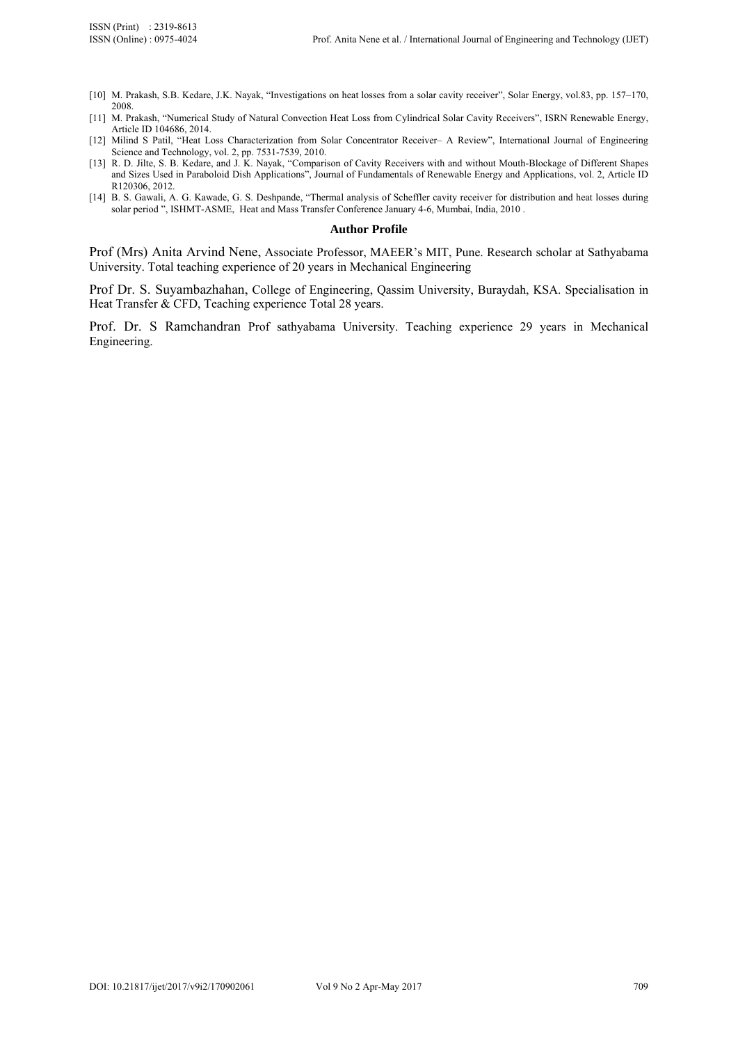[10] M. Prakash, S.B. Kedare, J.K. Nayak, "Investigations on heat losses from a solar cavity receiver", Solar Energy, vol.83, pp. 157–170, 2008.

[11] M. Prakash, "Numerical Study of Natural Convection Heat Loss from Cylindrical Solar Cavity Receivers", ISRN Renewable Energy, Article ID 104686, 2014.

[12] Milind S Patil, "Heat Loss Characterization from Solar Concentrator Receiver– A Review", International Journal of Engineering Science and Technology, vol. 2, pp. 7531-7539, 2010.

[13] R. D. Jilte, S. B. Kedare, and J. K. Nayak, "Comparison of Cavity Receivers with and without Mouth-Blockage of Different Shapes and Sizes Used in Paraboloid Dish Applications", Journal of Fundamentals of Renewable Energy and Applications, vol. 2, Article ID R120306, 2012.

[14] B. S. Gawali, A. G. Kawade, G. S. Deshpande, "Thermal analysis of Scheffler cavity receiver for distribution and heat losses during solar period ", ISHMT-ASME, Heat and Mass Transfer Conference January 4-6, Mumbai, India, 2010 .

## Author Profile

Prof (Mrs) Anita Arvind Nene, Associate Professor, MAEER's MIT, Pune. Research scholar at Sathyabama University. Total teaching experience of 20 years in Mechanical Engineering

Prof Dr. S. Suyambazhahan, College of Engineering, Qassim University, Buraydah, KSA. Specialisation in Heat Transfer & CFD, Teaching experience Total 28 years.

Prof. Dr. S Ramchandran Prof sathyabama University. Teaching experience 29 years in Mechanical Engineering.